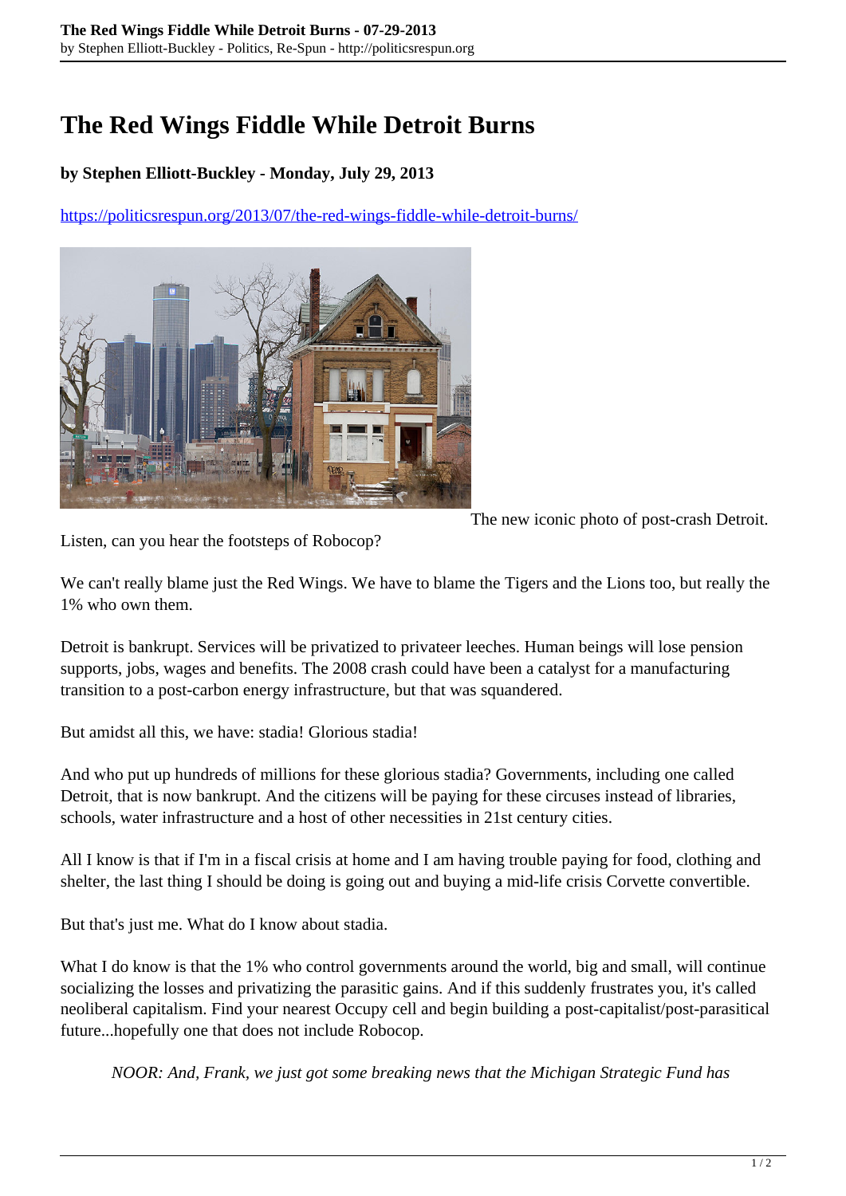# The Red Wings Fiddle While Detroit Burns

**by Stephen Elliott-Buckley - Monday, July 29, 2013**

https://politicsrespun.org/2013/07/the-red-wings-fiddle-while-detroit-burns/

The new iconic photo of post-crash Detroit.

Listen, can you hear the footsteps of Robocop?

We can't really blame just the Red Wings. We have to blame the Tigers and the Lions too, but really the 1% who own them.

Detroit is bankrupt. Services will be privatized to privateer leeches. Human beings will lose pension supports, jobs, wages and benefits. The 2008 crash could have been a catalyst for a manufacturing transition to a post-carbon energy infrastructure, but that was squandered.

But amidst all this, we have: stadia! Glorious stadia!

And who put up hundreds of millions for these glorious stadia? Governments, including one called Detroit, that is now bankrupt. And the citizens will be paying for these circuses instead of libraries, schools, water infrastructure and a host of other necessities in 21st century cities.

All I know is that if I'm in a fiscal crisis at home and I am having trouble paying for food, clothing and shelter, the last thing I should be doing is going out and buying a mid-life crisis Corvette convertible.

But that's just me. What do I know about stadia.

What I do know is that the 1% who control governments around the world, big and small, will continue socializing the losses and privatizing the parasitic gains. And if this suddenly frustrates you, it's called neoliberal capitalism. Find your nearest Occupy cell and begin building a post-capitalist/post-parasitical future...hopefully one that does not include Robocop.

> *NOOR: And, Frank, we just got some breaking news that the Michigan Strategic Fund has*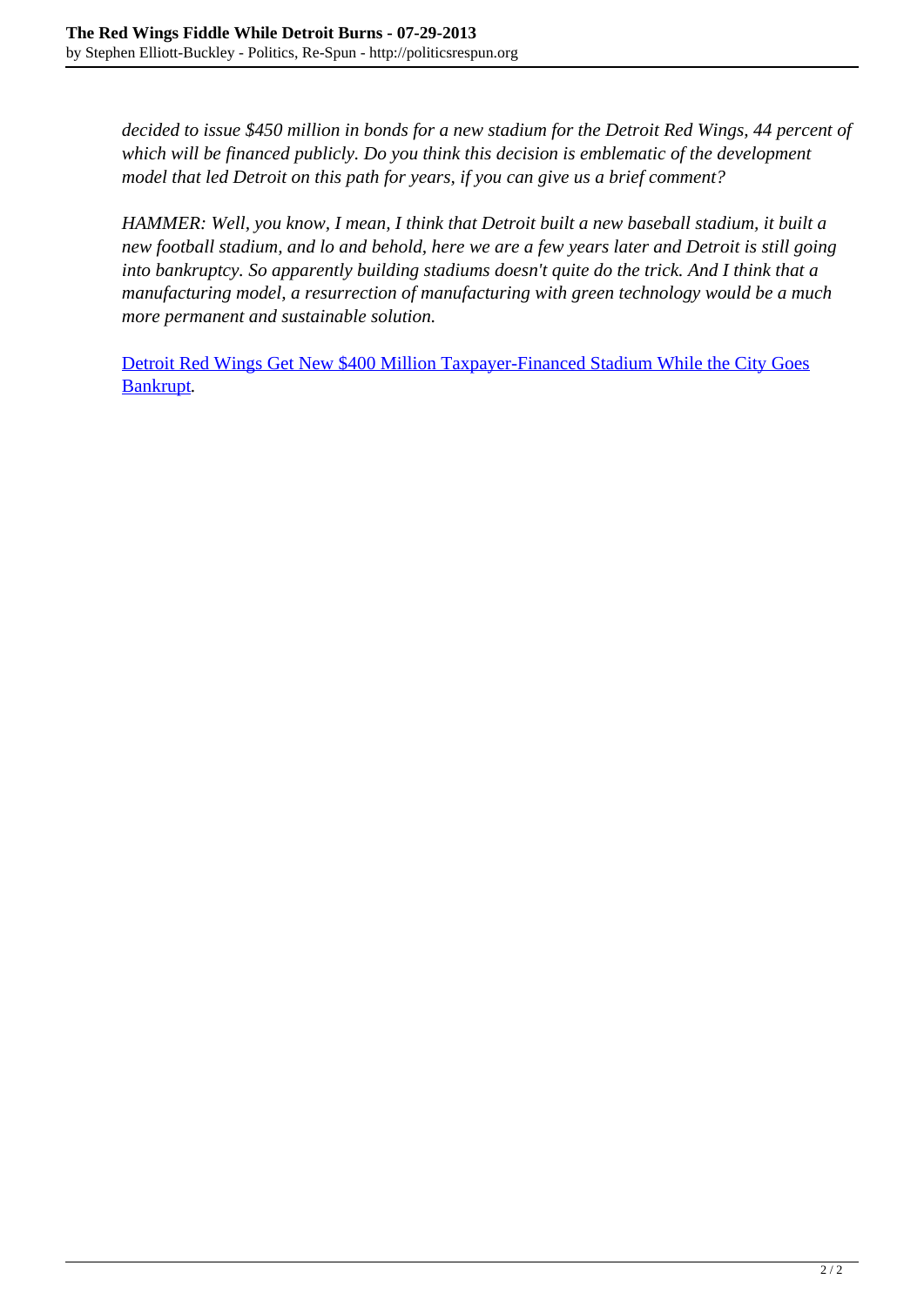*decided to issue $450 million in bonds for a new stadium for the Detroit Red Wings, 44 percent of which will be financed publicly. Do you think this decision is emblematic of the development model that led Detroit on this path for years, if you can give us a brief comment?*

*HAMMER: Well, you know, I mean, I think that Detroit built a new baseball stadium, it built a new football stadium, and lo and behold, here we are a few years later and Detroit is still going into bankruptcy. So apparently building stadiums doesn't quite do the trick. And I think that a manufacturing model, a resurrection of manufacturing with green technology would be a much more permanent and sustainable solution.*

Detroit Red Wings Get New $400 Million Taxpayer-Financed Stadium While the City Goes Bankrupt.